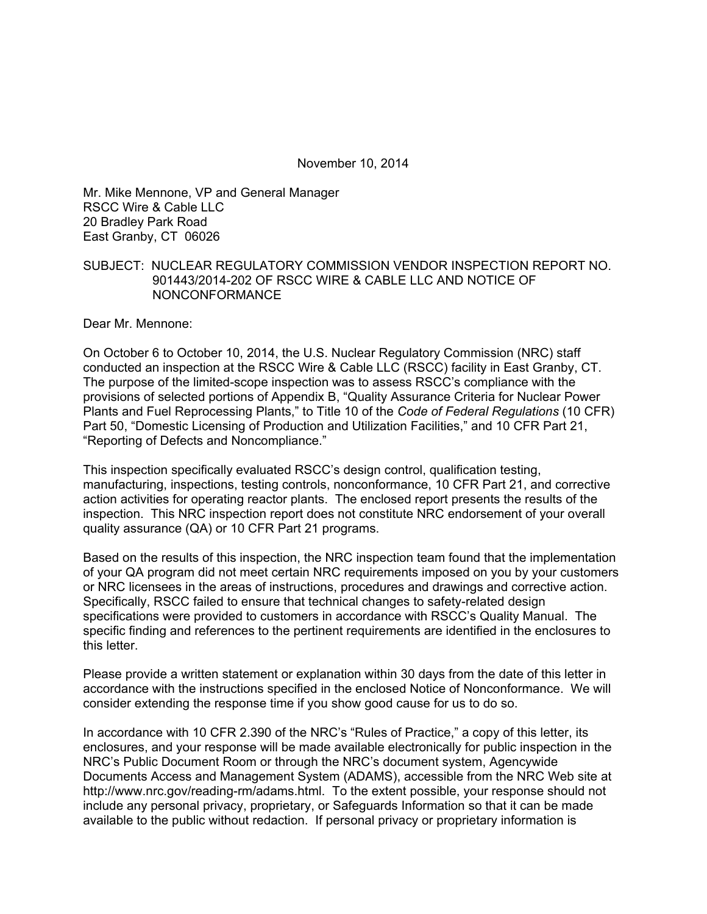November 10, 2014

Mr. Mike Mennone, VP and General Manager
RSCC Wire & Cable LLC
20 Bradley Park Road
East Granby, CT 06026

SUBJECT: NUCLEAR REGULATORY COMMISSION VENDOR INSPECTION REPORT NO. 901443/2014-202 OF RSCC WIRE & CABLE LLC AND NOTICE OF NONCONFORMANCE

Dear Mr. Mennone:

On October 6 to October 10, 2014, the U.S. Nuclear Regulatory Commission (NRC) staff conducted an inspection at the RSCC Wire & Cable LLC (RSCC) facility in East Granby, CT. The purpose of the limited-scope inspection was to assess RSCC's compliance with the provisions of selected portions of Appendix B, "Quality Assurance Criteria for Nuclear Power Plants and Fuel Reprocessing Plants," to Title 10 of the *Code of Federal Regulations* (10 CFR) Part 50, "Domestic Licensing of Production and Utilization Facilities," and 10 CFR Part 21, "Reporting of Defects and Noncompliance."

This inspection specifically evaluated RSCC's design control, qualification testing, manufacturing, inspections, testing controls, nonconformance, 10 CFR Part 21, and corrective action activities for operating reactor plants. The enclosed report presents the results of the inspection. This NRC inspection report does not constitute NRC endorsement of your overall quality assurance (QA) or 10 CFR Part 21 programs.

Based on the results of this inspection, the NRC inspection team found that the implementation of your QA program did not meet certain NRC requirements imposed on you by your customers or NRC licensees in the areas of instructions, procedures and drawings and corrective action. Specifically, RSCC failed to ensure that technical changes to safety-related design specifications were provided to customers in accordance with RSCC's Quality Manual. The specific finding and references to the pertinent requirements are identified in the enclosures to this letter.

Please provide a written statement or explanation within 30 days from the date of this letter in accordance with the instructions specified in the enclosed Notice of Nonconformance. We will consider extending the response time if you show good cause for us to do so.

In accordance with 10 CFR 2.390 of the NRC's "Rules of Practice," a copy of this letter, its enclosures, and your response will be made available electronically for public inspection in the NRC's Public Document Room or through the NRC's document system, Agencywide Documents Access and Management System (ADAMS), accessible from the NRC Web site at http://www.nrc.gov/reading-rm/adams.html. To the extent possible, your response should not include any personal privacy, proprietary, or Safeguards Information so that it can be made available to the public without redaction. If personal privacy or proprietary information is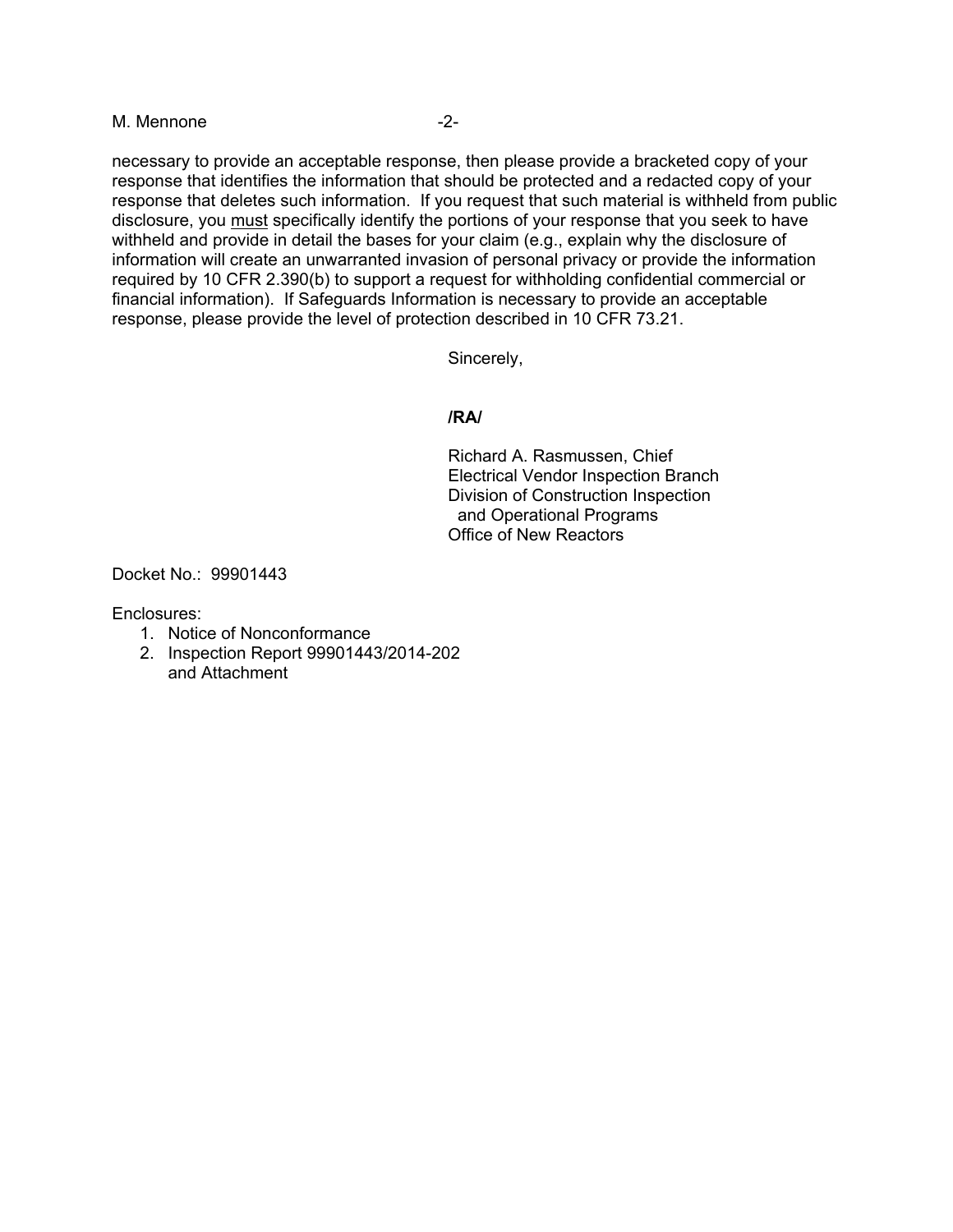necessary to provide an acceptable response, then please provide a bracketed copy of your response that identifies the information that should be protected and a redacted copy of your response that deletes such information. If you request that such material is withheld from public disclosure, you <u>must</u> specifically identify the portions of your response that you seek to have withheld and provide in detail the bases for your claim (e.g., explain why the disclosure of information will create an unwarranted invasion of personal privacy or provide the information required by 10 CFR 2.390(b) to support a request for withholding confidential commercial or financial information). If Safeguards Information is necessary to provide an acceptable response, please provide the level of protection described in 10 CFR 73.21.

Sincerely,

**/RA/**

Richard A. Rasmussen, Chief
Electrical Vendor Inspection Branch
Division of Construction Inspection
and Operational Programs
Office of New Reactors

Docket No.: 99901443

Enclosures:

1. Notice of Nonconformance
2. Inspection Report 99901443/2014-202
   and Attachment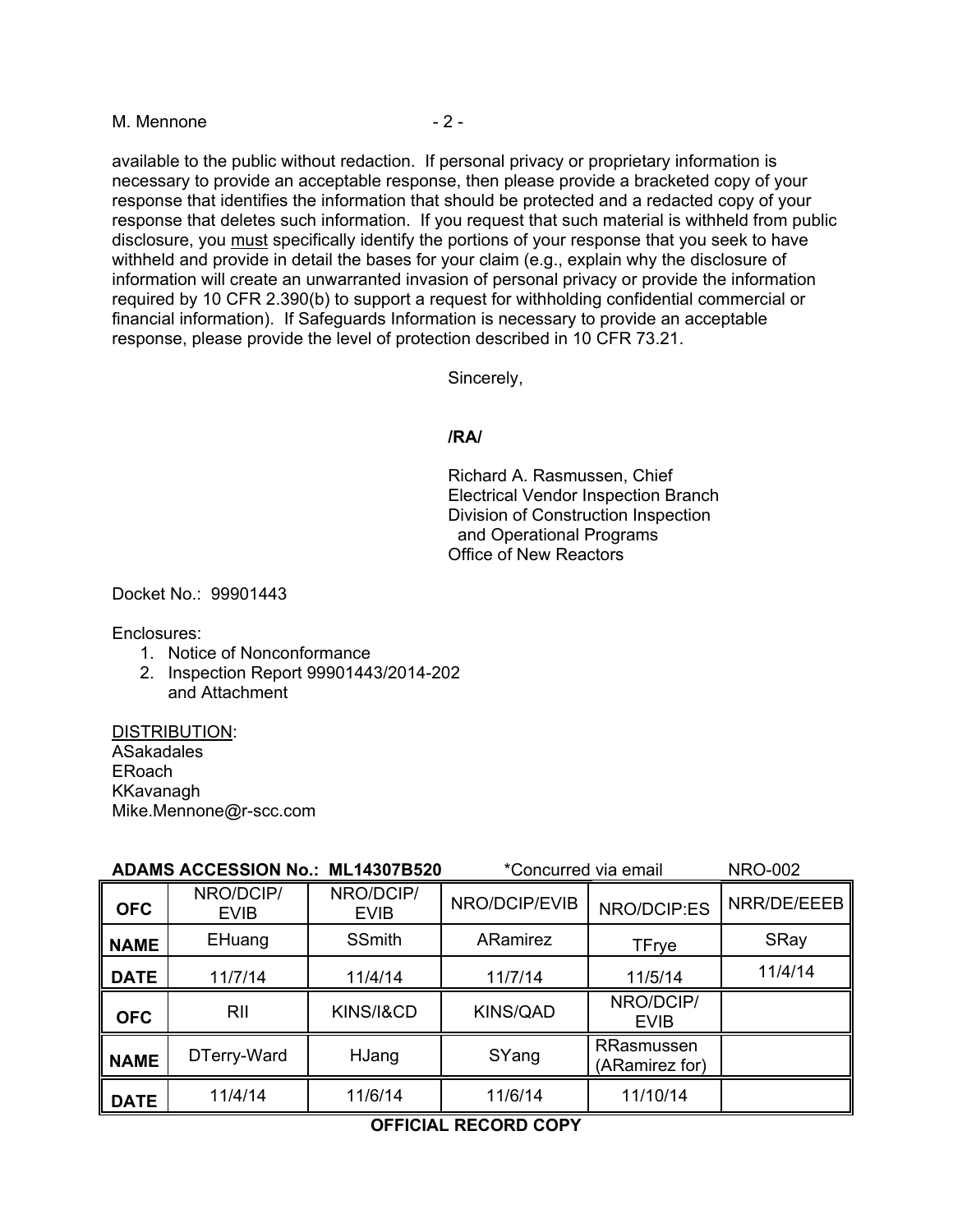available to the public without redaction. If personal privacy or proprietary information is necessary to provide an acceptable response, then please provide a bracketed copy of your response that identifies the information that should be protected and a redacted copy of your response that deletes such information. If you request that such material is withheld from public disclosure, you must specifically identify the portions of your response that you seek to have withheld and provide in detail the bases for your claim (e.g., explain why the disclosure of information will create an unwarranted invasion of personal privacy or provide the information required by 10 CFR 2.390(b) to support a request for withholding confidential commercial or financial information). If Safeguards Information is necessary to provide an acceptable response, please provide the level of protection described in 10 CFR 73.21.

Sincerely,

**/RA/**

Richard A. Rasmussen, Chief
Electrical Vendor Inspection Branch
Division of Construction Inspection
and Operational Programs
Office of New Reactors

Docket No.: 99901443

Enclosures:
1. Notice of Nonconformance
2. Inspection Report 99901443/2014-202 and Attachment

DISTRIBUTION:
ASakadales
ERoach
KKavanagh
Mike.Mennone@r-scc.com

**ADAMS ACCESSION No.: ML14307B520** *Concurred via email NRO-002

| | | | | | |
|---|---|---|---|---|---|
| **OFC** | NRO/DCIP/EVIB | NRO/DCIP/EVIB | NRO/DCIP/EVIB | NRO/DCIP:ES | NRR/DE/EEEB |
| **NAME** | EHuang | SSmith | ARamirez | TFrye | SRay |
| **DATE** | 11/7/14 | 11/4/14 | 11/7/14 | 11/5/14 | 11/4/14 |
| **OFC** | RII | KINS/I&CD | KINS/QAD | NRO/DCIP/EVIB | |
| **NAME** | DTerry-Ward | HJang | SYang | RRasmussen (ARamirez for) | |
| **DATE** | 11/4/14 | 11/6/14 | 11/6/14 | 11/10/14 | |

**OFFICIAL RECORD COPY**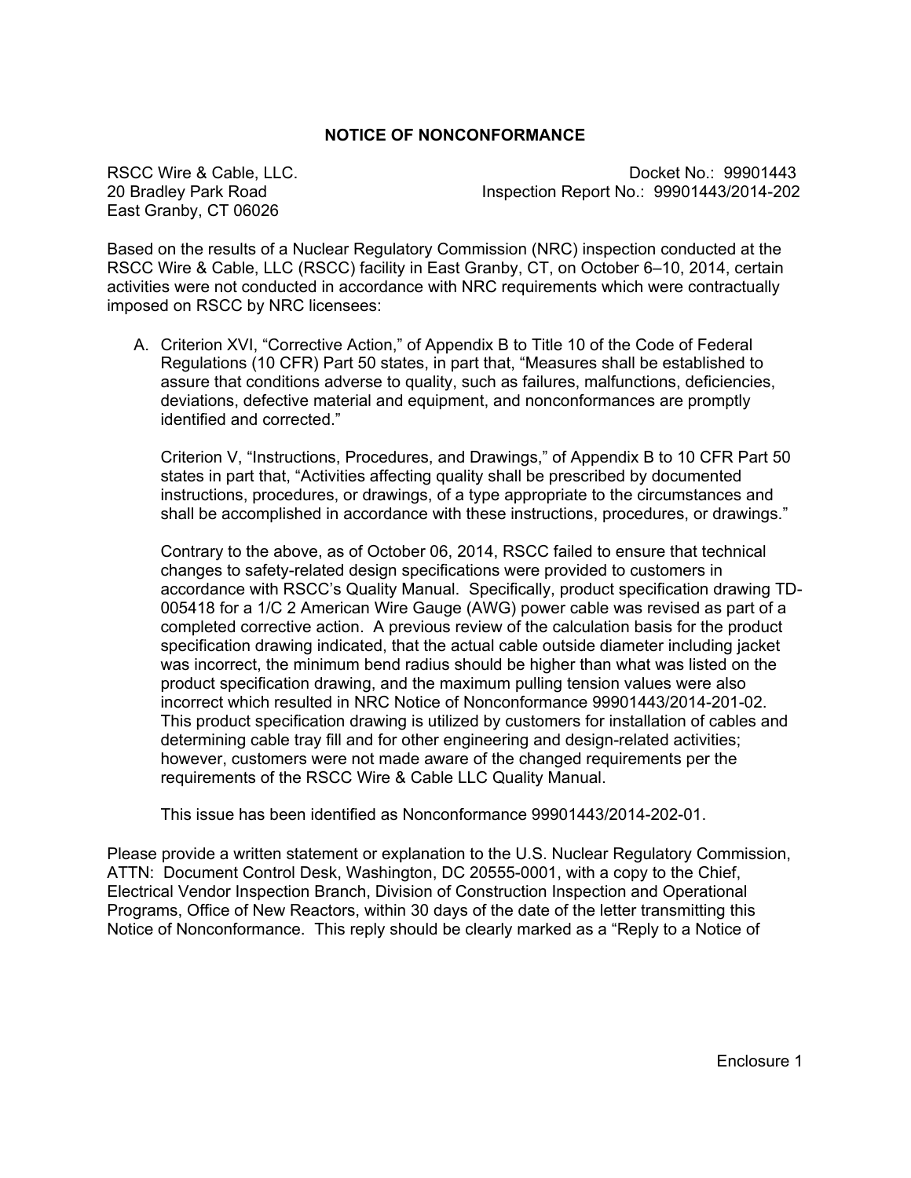## NOTICE OF NONCONFORMANCE

RSCC Wire & Cable, LLC.
20 Bradley Park Road
East Granby, CT 06026

Docket No.: 99901443
Inspection Report No.: 99901443/2014-202

Based on the results of a Nuclear Regulatory Commission (NRC) inspection conducted at the RSCC Wire & Cable, LLC (RSCC) facility in East Granby, CT, on October 6–10, 2014, certain activities were not conducted in accordance with NRC requirements which were contractually imposed on RSCC by NRC licensees:

A. Criterion XVI, "Corrective Action," of Appendix B to Title 10 of the Code of Federal Regulations (10 CFR) Part 50 states, in part that, "Measures shall be established to assure that conditions adverse to quality, such as failures, malfunctions, deficiencies, deviations, defective material and equipment, and nonconformances are promptly identified and corrected."

   Criterion V, "Instructions, Procedures, and Drawings," of Appendix B to 10 CFR Part 50 states in part that, "Activities affecting quality shall be prescribed by documented instructions, procedures, or drawings, of a type appropriate to the circumstances and shall be accomplished in accordance with these instructions, procedures, or drawings."

   Contrary to the above, as of October 06, 2014, RSCC failed to ensure that technical changes to safety-related design specifications were provided to customers in accordance with RSCC's Quality Manual. Specifically, product specification drawing TD-005418 for a 1/C 2 American Wire Gauge (AWG) power cable was revised as part of a completed corrective action. A previous review of the calculation basis for the product specification drawing indicated, that the actual cable outside diameter including jacket was incorrect, the minimum bend radius should be higher than what was listed on the product specification drawing, and the maximum pulling tension values were also incorrect which resulted in NRC Notice of Nonconformance 99901443/2014-201-02. This product specification drawing is utilized by customers for installation of cables and determining cable tray fill and for other engineering and design-related activities; however, customers were not made aware of the changed requirements per the requirements of the RSCC Wire & Cable LLC Quality Manual.

   This issue has been identified as Nonconformance 99901443/2014-202-01.

Please provide a written statement or explanation to the U.S. Nuclear Regulatory Commission, ATTN: Document Control Desk, Washington, DC 20555-0001, with a copy to the Chief, Electrical Vendor Inspection Branch, Division of Construction Inspection and Operational Programs, Office of New Reactors, within 30 days of the date of the letter transmitting this Notice of Nonconformance. This reply should be clearly marked as a "Reply to a Notice of

Enclosure 1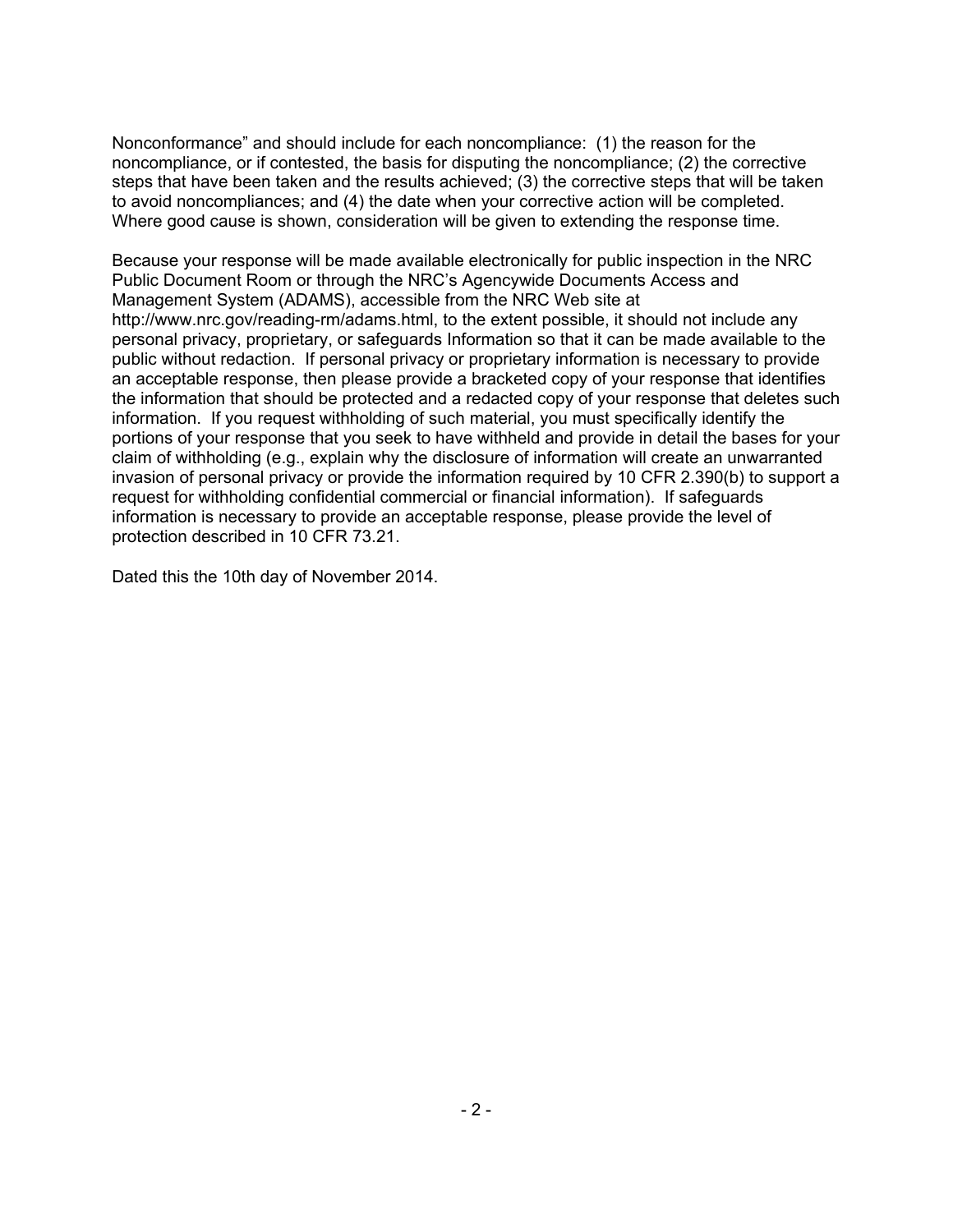Nonconformance" and should include for each noncompliance: (1) the reason for the noncompliance, or if contested, the basis for disputing the noncompliance; (2) the corrective steps that have been taken and the results achieved; (3) the corrective steps that will be taken to avoid noncompliances; and (4) the date when your corrective action will be completed. Where good cause is shown, consideration will be given to extending the response time.

Because your response will be made available electronically for public inspection in the NRC Public Document Room or through the NRC's Agencywide Documents Access and Management System (ADAMS), accessible from the NRC Web site at http://www.nrc.gov/reading-rm/adams.html, to the extent possible, it should not include any personal privacy, proprietary, or safeguards Information so that it can be made available to the public without redaction. If personal privacy or proprietary information is necessary to provide an acceptable response, then please provide a bracketed copy of your response that identifies the information that should be protected and a redacted copy of your response that deletes such information. If you request withholding of such material, you must specifically identify the portions of your response that you seek to have withheld and provide in detail the bases for your claim of withholding (e.g., explain why the disclosure of information will create an unwarranted invasion of personal privacy or provide the information required by 10 CFR 2.390(b) to support a request for withholding confidential commercial or financial information). If safeguards information is necessary to provide an acceptable response, please provide the level of protection described in 10 CFR 73.21.

Dated this the 10th day of November 2014.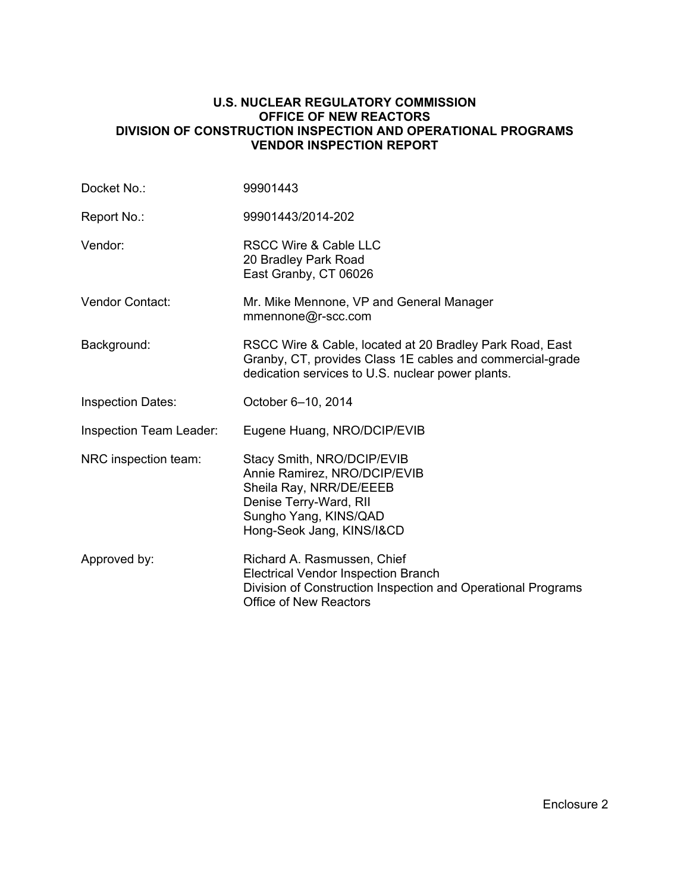**U.S. NUCLEAR REGULATORY COMMISSION**
**OFFICE OF NEW REACTORS**
**DIVISION OF CONSTRUCTION INSPECTION AND OPERATIONAL PROGRAMS**
**VENDOR INSPECTION REPORT**

| | |
|---|---|
| Docket No.: | 99901443 |
| Report No.: | 99901443/2014-202 |
| Vendor: | RSCC Wire & Cable LLC<br>20 Bradley Park Road<br>East Granby, CT 06026 |
| Vendor Contact: | Mr. Mike Mennone, VP and General Manager<br>mmennone@r-scc.com |
| Background: | RSCC Wire & Cable, located at 20 Bradley Park Road, East Granby, CT, provides Class 1E cables and commercial-grade dedication services to U.S. nuclear power plants. |
| Inspection Dates: | October 6–10, 2014 |
| Inspection Team Leader: | Eugene Huang, NRO/DCIP/EVIB |
| NRC inspection team: | Stacy Smith, NRO/DCIP/EVIB<br>Annie Ramirez, NRO/DCIP/EVIB<br>Sheila Ray, NRR/DE/EEEB<br>Denise Terry-Ward, RII<br>Sungho Yang, KINS/QAD<br>Hong-Seok Jang, KINS/I&CD |
| Approved by: | Richard A. Rasmussen, Chief<br>Electrical Vendor Inspection Branch<br>Division of Construction Inspection and Operational Programs<br>Office of New Reactors |

Enclosure 2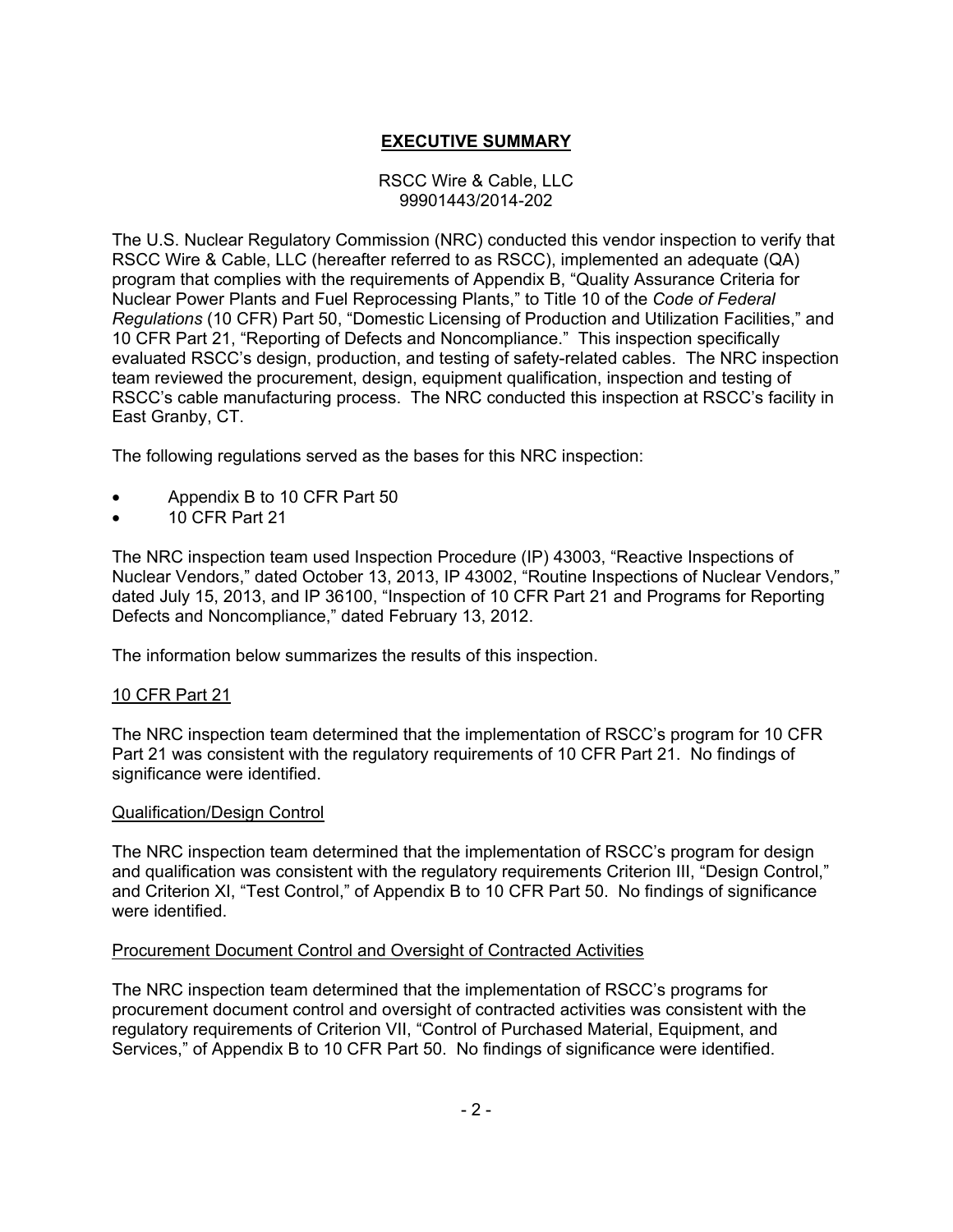## EXECUTIVE SUMMARY

RSCC Wire & Cable, LLC
99901443/2014-202

The U.S. Nuclear Regulatory Commission (NRC) conducted this vendor inspection to verify that RSCC Wire & Cable, LLC (hereafter referred to as RSCC), implemented an adequate (QA) program that complies with the requirements of Appendix B, "Quality Assurance Criteria for Nuclear Power Plants and Fuel Reprocessing Plants," to Title 10 of the *Code of Federal Regulations* (10 CFR) Part 50, "Domestic Licensing of Production and Utilization Facilities," and 10 CFR Part 21, "Reporting of Defects and Noncompliance." This inspection specifically evaluated RSCC's design, production, and testing of safety-related cables. The NRC inspection team reviewed the procurement, design, equipment qualification, inspection and testing of RSCC's cable manufacturing process. The NRC conducted this inspection at RSCC's facility in East Granby, CT.

The following regulations served as the bases for this NRC inspection:

- Appendix B to 10 CFR Part 50
- 10 CFR Part 21

The NRC inspection team used Inspection Procedure (IP) 43003, "Reactive Inspections of Nuclear Vendors," dated October 13, 2013, IP 43002, "Routine Inspections of Nuclear Vendors," dated July 15, 2013, and IP 36100, "Inspection of 10 CFR Part 21 and Programs for Reporting Defects and Noncompliance," dated February 13, 2012.

The information below summarizes the results of this inspection.

### 10 CFR Part 21

The NRC inspection team determined that the implementation of RSCC's program for 10 CFR Part 21 was consistent with the regulatory requirements of 10 CFR Part 21. No findings of significance were identified.

### Qualification/Design Control

The NRC inspection team determined that the implementation of RSCC's program for design and qualification was consistent with the regulatory requirements Criterion III, "Design Control," and Criterion XI, "Test Control," of Appendix B to 10 CFR Part 50. No findings of significance were identified.

### Procurement Document Control and Oversight of Contracted Activities

The NRC inspection team determined that the implementation of RSCC's programs for procurement document control and oversight of contracted activities was consistent with the regulatory requirements of Criterion VII, "Control of Purchased Material, Equipment, and Services," of Appendix B to 10 CFR Part 50. No findings of significance were identified.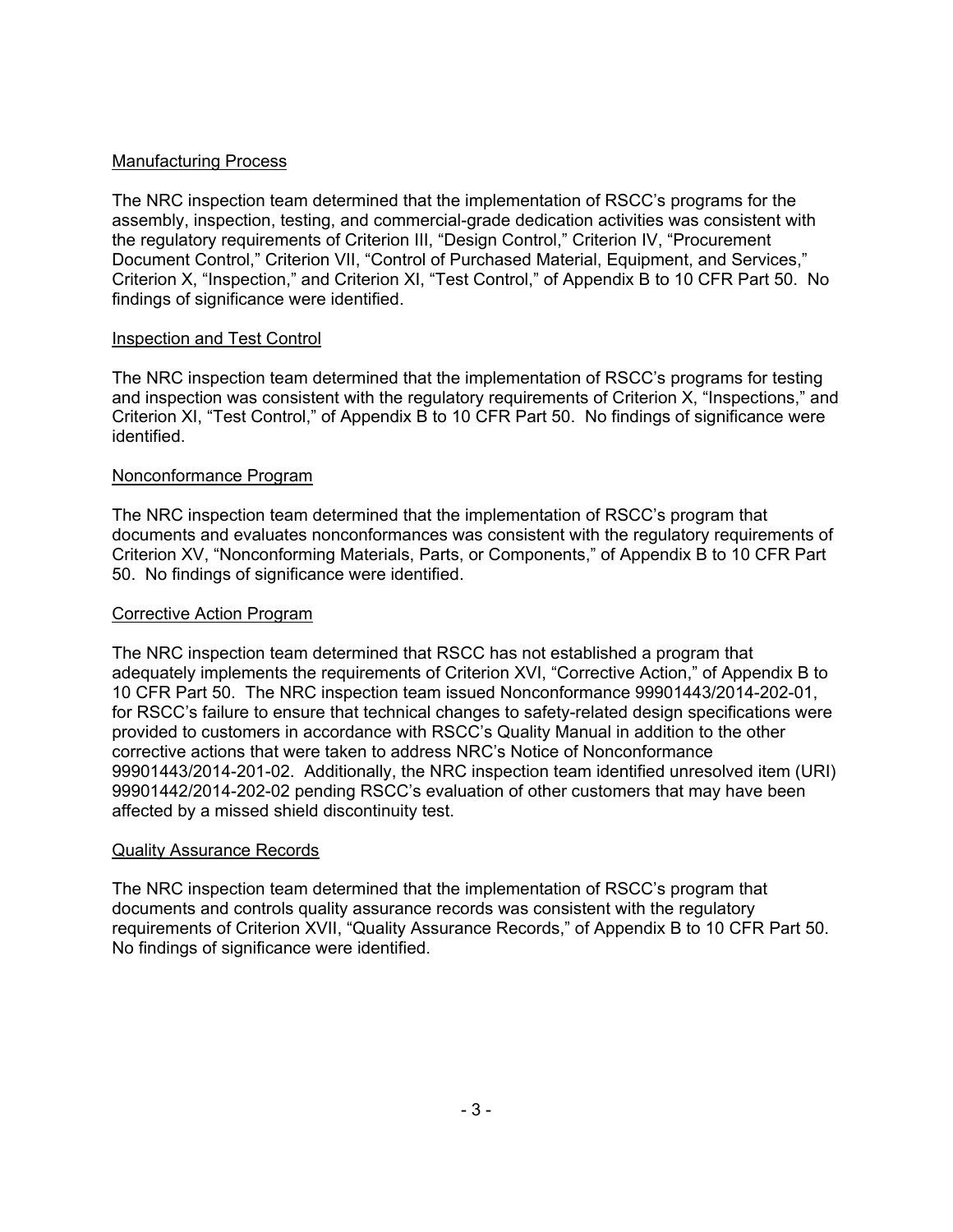Manufacturing Process

The NRC inspection team determined that the implementation of RSCC's programs for the assembly, inspection, testing, and commercial-grade dedication activities was consistent with the regulatory requirements of Criterion III, "Design Control," Criterion IV, "Procurement Document Control," Criterion VII, "Control of Purchased Material, Equipment, and Services," Criterion X, "Inspection," and Criterion XI, "Test Control," of Appendix B to 10 CFR Part 50. No findings of significance were identified.

Inspection and Test Control

The NRC inspection team determined that the implementation of RSCC's programs for testing and inspection was consistent with the regulatory requirements of Criterion X, "Inspections," and Criterion XI, "Test Control," of Appendix B to 10 CFR Part 50. No findings of significance were identified.

Nonconformance Program

The NRC inspection team determined that the implementation of RSCC's program that documents and evaluates nonconformances was consistent with the regulatory requirements of Criterion XV, "Nonconforming Materials, Parts, or Components," of Appendix B to 10 CFR Part 50. No findings of significance were identified.

Corrective Action Program

The NRC inspection team determined that RSCC has not established a program that adequately implements the requirements of Criterion XVI, "Corrective Action," of Appendix B to 10 CFR Part 50. The NRC inspection team issued Nonconformance 99901443/2014-202-01, for RSCC's failure to ensure that technical changes to safety-related design specifications were provided to customers in accordance with RSCC's Quality Manual in addition to the other corrective actions that were taken to address NRC's Notice of Nonconformance 99901443/2014-201-02. Additionally, the NRC inspection team identified unresolved item (URI) 99901442/2014-202-02 pending RSCC's evaluation of other customers that may have been affected by a missed shield discontinuity test.

Quality Assurance Records

The NRC inspection team determined that the implementation of RSCC's program that documents and controls quality assurance records was consistent with the regulatory requirements of Criterion XVII, "Quality Assurance Records," of Appendix B to 10 CFR Part 50. No findings of significance were identified.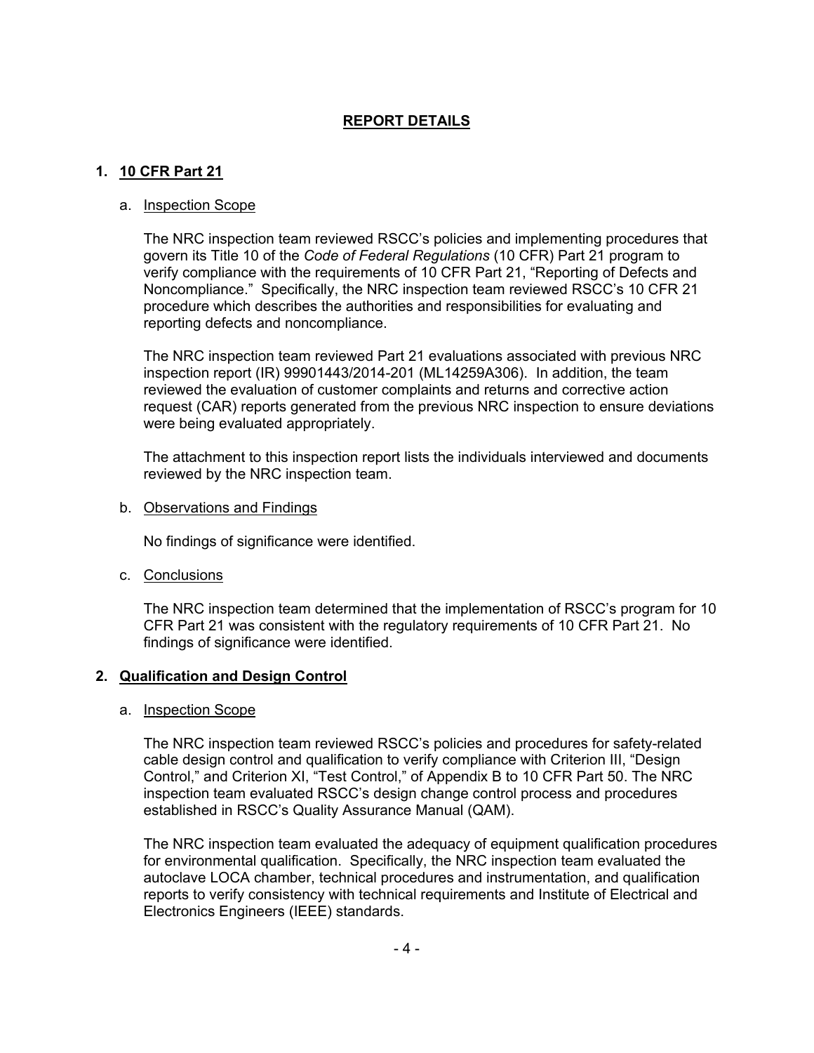# REPORT DETAILS

## 1. 10 CFR Part 21

### a. Inspection Scope

The NRC inspection team reviewed RSCC's policies and implementing procedures that govern its Title 10 of the *Code of Federal Regulations* (10 CFR) Part 21 program to verify compliance with the requirements of 10 CFR Part 21, "Reporting of Defects and Noncompliance." Specifically, the NRC inspection team reviewed RSCC's 10 CFR 21 procedure which describes the authorities and responsibilities for evaluating and reporting defects and noncompliance.

The NRC inspection team reviewed Part 21 evaluations associated with previous NRC inspection report (IR) 99901443/2014-201 (ML14259A306). In addition, the team reviewed the evaluation of customer complaints and returns and corrective action request (CAR) reports generated from the previous NRC inspection to ensure deviations were being evaluated appropriately.

The attachment to this inspection report lists the individuals interviewed and documents reviewed by the NRC inspection team.

### b. Observations and Findings

No findings of significance were identified.

### c. Conclusions

The NRC inspection team determined that the implementation of RSCC's program for 10 CFR Part 21 was consistent with the regulatory requirements of 10 CFR Part 21. No findings of significance were identified.

## 2. Qualification and Design Control

### a. Inspection Scope

The NRC inspection team reviewed RSCC's policies and procedures for safety-related cable design control and qualification to verify compliance with Criterion III, "Design Control," and Criterion XI, "Test Control," of Appendix B to 10 CFR Part 50. The NRC inspection team evaluated RSCC's design change control process and procedures established in RSCC's Quality Assurance Manual (QAM).

The NRC inspection team evaluated the adequacy of equipment qualification procedures for environmental qualification. Specifically, the NRC inspection team evaluated the autoclave LOCA chamber, technical procedures and instrumentation, and qualification reports to verify consistency with technical requirements and Institute of Electrical and Electronics Engineers (IEEE) standards.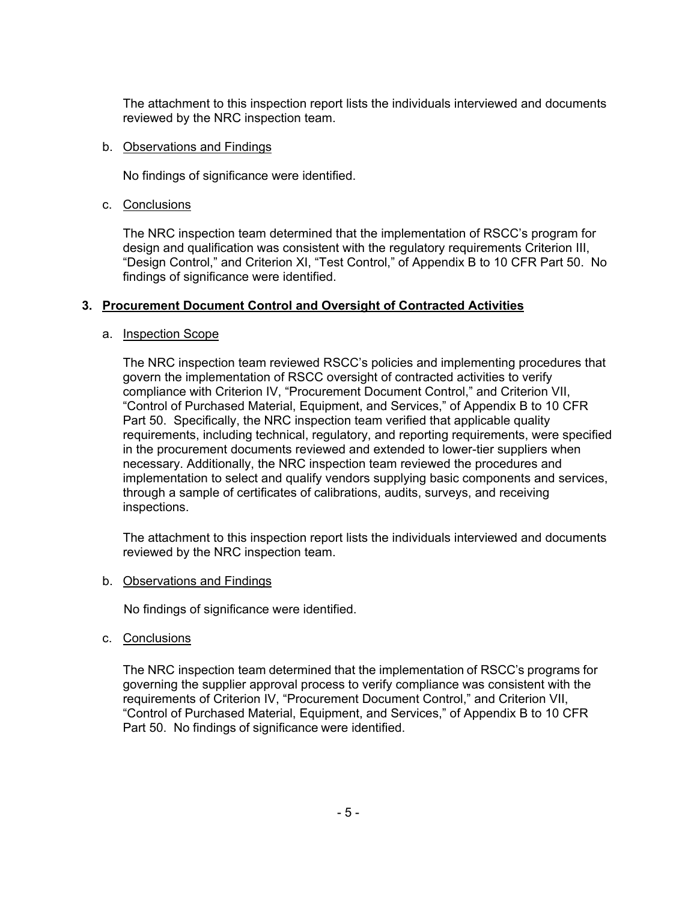The attachment to this inspection report lists the individuals interviewed and documents reviewed by the NRC inspection team.

b. Observations and Findings

No findings of significance were identified.

c. Conclusions

The NRC inspection team determined that the implementation of RSCC's program for design and qualification was consistent with the regulatory requirements Criterion III, "Design Control," and Criterion XI, "Test Control," of Appendix B to 10 CFR Part 50. No findings of significance were identified.

## 3. Procurement Document Control and Oversight of Contracted Activities

a. Inspection Scope

The NRC inspection team reviewed RSCC's policies and implementing procedures that govern the implementation of RSCC oversight of contracted activities to verify compliance with Criterion IV, "Procurement Document Control," and Criterion VII, "Control of Purchased Material, Equipment, and Services," of Appendix B to 10 CFR Part 50. Specifically, the NRC inspection team verified that applicable quality requirements, including technical, regulatory, and reporting requirements, were specified in the procurement documents reviewed and extended to lower-tier suppliers when necessary. Additionally, the NRC inspection team reviewed the procedures and implementation to select and qualify vendors supplying basic components and services, through a sample of certificates of calibrations, audits, surveys, and receiving inspections.

The attachment to this inspection report lists the individuals interviewed and documents reviewed by the NRC inspection team.

b. Observations and Findings

No findings of significance were identified.

c. Conclusions

The NRC inspection team determined that the implementation of RSCC's programs for governing the supplier approval process to verify compliance was consistent with the requirements of Criterion IV, "Procurement Document Control," and Criterion VII, "Control of Purchased Material, Equipment, and Services," of Appendix B to 10 CFR Part 50. No findings of significance were identified.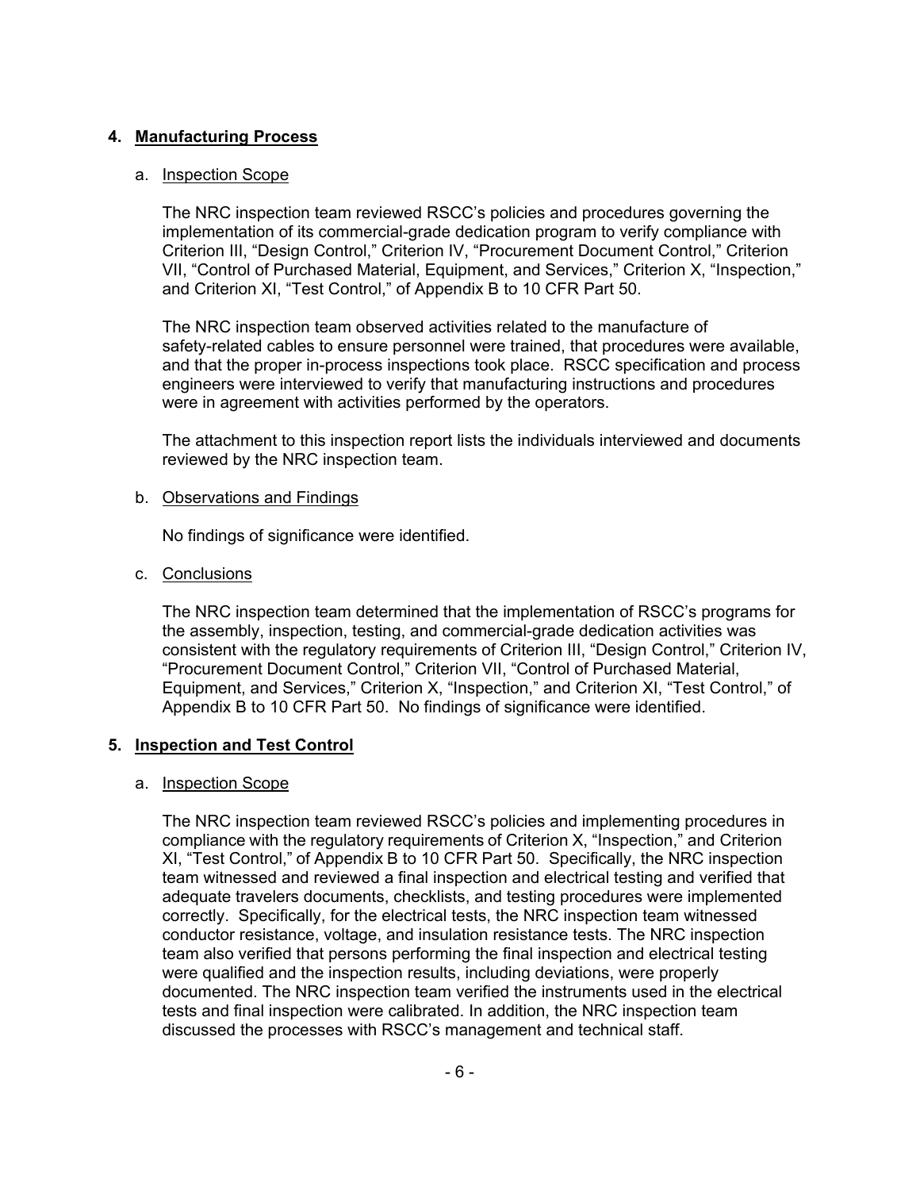## 4. Manufacturing Process

a. Inspection Scope

The NRC inspection team reviewed RSCC's policies and procedures governing the implementation of its commercial-grade dedication program to verify compliance with Criterion III, "Design Control," Criterion IV, "Procurement Document Control," Criterion VII, "Control of Purchased Material, Equipment, and Services," Criterion X, "Inspection," and Criterion XI, "Test Control," of Appendix B to 10 CFR Part 50.

The NRC inspection team observed activities related to the manufacture of safety-related cables to ensure personnel were trained, that procedures were available, and that the proper in-process inspections took place. RSCC specification and process engineers were interviewed to verify that manufacturing instructions and procedures were in agreement with activities performed by the operators.

The attachment to this inspection report lists the individuals interviewed and documents reviewed by the NRC inspection team.

b. Observations and Findings

No findings of significance were identified.

c. Conclusions

The NRC inspection team determined that the implementation of RSCC's programs for the assembly, inspection, testing, and commercial-grade dedication activities was consistent with the regulatory requirements of Criterion III, "Design Control," Criterion IV, "Procurement Document Control," Criterion VII, "Control of Purchased Material, Equipment, and Services," Criterion X, "Inspection," and Criterion XI, "Test Control," of Appendix B to 10 CFR Part 50. No findings of significance were identified.

## 5. Inspection and Test Control

a. Inspection Scope

The NRC inspection team reviewed RSCC's policies and implementing procedures in compliance with the regulatory requirements of Criterion X, "Inspection," and Criterion XI, "Test Control," of Appendix B to 10 CFR Part 50. Specifically, the NRC inspection team witnessed and reviewed a final inspection and electrical testing and verified that adequate travelers documents, checklists, and testing procedures were implemented correctly. Specifically, for the electrical tests, the NRC inspection team witnessed conductor resistance, voltage, and insulation resistance tests. The NRC inspection team also verified that persons performing the final inspection and electrical testing were qualified and the inspection results, including deviations, were properly documented. The NRC inspection team verified the instruments used in the electrical tests and final inspection were calibrated. In addition, the NRC inspection team discussed the processes with RSCC's management and technical staff.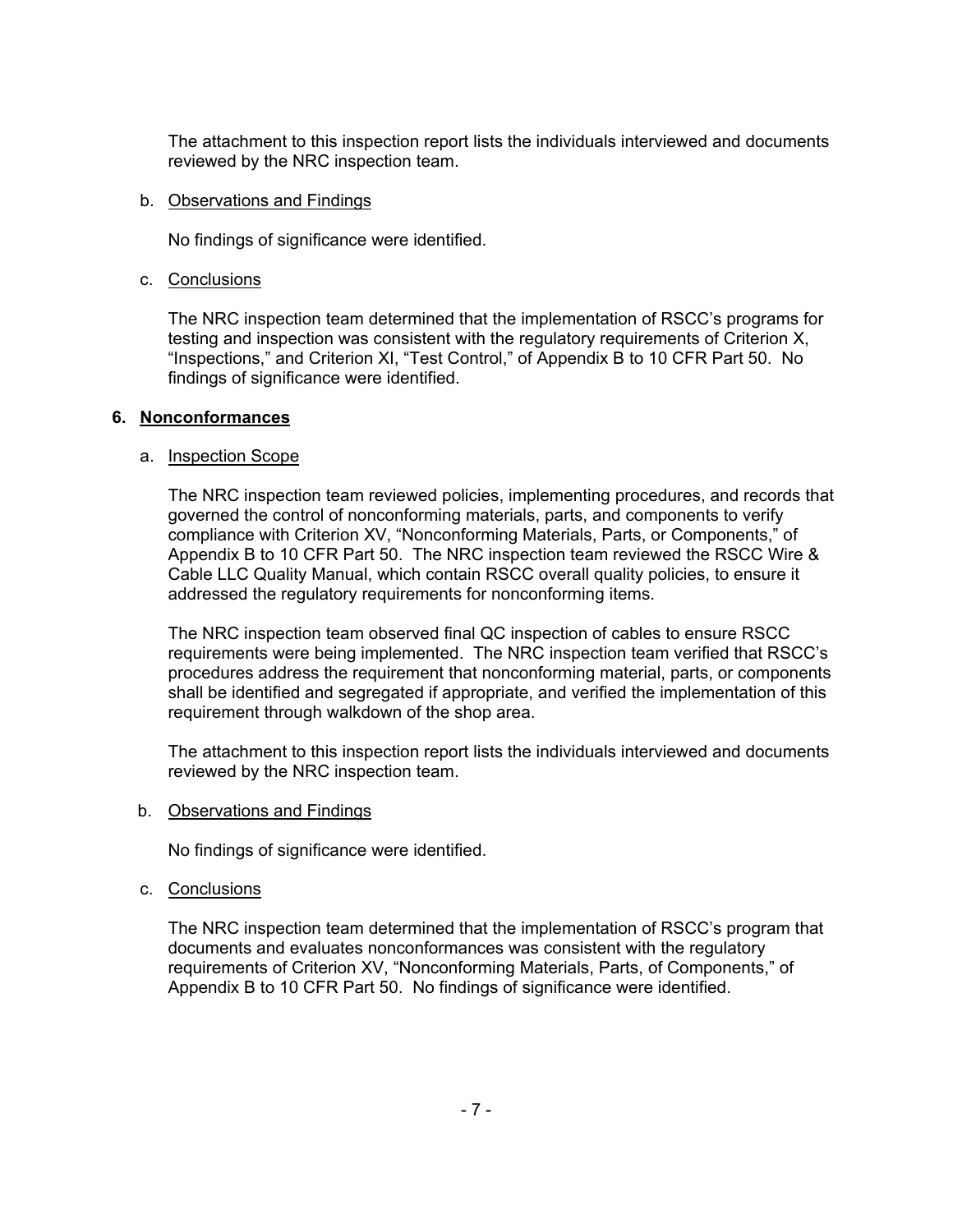The attachment to this inspection report lists the individuals interviewed and documents reviewed by the NRC inspection team.

b. Observations and Findings

No findings of significance were identified.

c. Conclusions

The NRC inspection team determined that the implementation of RSCC's programs for testing and inspection was consistent with the regulatory requirements of Criterion X, "Inspections," and Criterion XI, "Test Control," of Appendix B to 10 CFR Part 50. No findings of significance were identified.

## 6. Nonconformances

a. Inspection Scope

The NRC inspection team reviewed policies, implementing procedures, and records that governed the control of nonconforming materials, parts, and components to verify compliance with Criterion XV, "Nonconforming Materials, Parts, or Components," of Appendix B to 10 CFR Part 50. The NRC inspection team reviewed the RSCC Wire & Cable LLC Quality Manual, which contain RSCC overall quality policies, to ensure it addressed the regulatory requirements for nonconforming items.

The NRC inspection team observed final QC inspection of cables to ensure RSCC requirements were being implemented. The NRC inspection team verified that RSCC's procedures address the requirement that nonconforming material, parts, or components shall be identified and segregated if appropriate, and verified the implementation of this requirement through walkdown of the shop area.

The attachment to this inspection report lists the individuals interviewed and documents reviewed by the NRC inspection team.

b. Observations and Findings

No findings of significance were identified.

c. Conclusions

The NRC inspection team determined that the implementation of RSCC's program that documents and evaluates nonconformances was consistent with the regulatory requirements of Criterion XV, "Nonconforming Materials, Parts, of Components," of Appendix B to 10 CFR Part 50. No findings of significance were identified.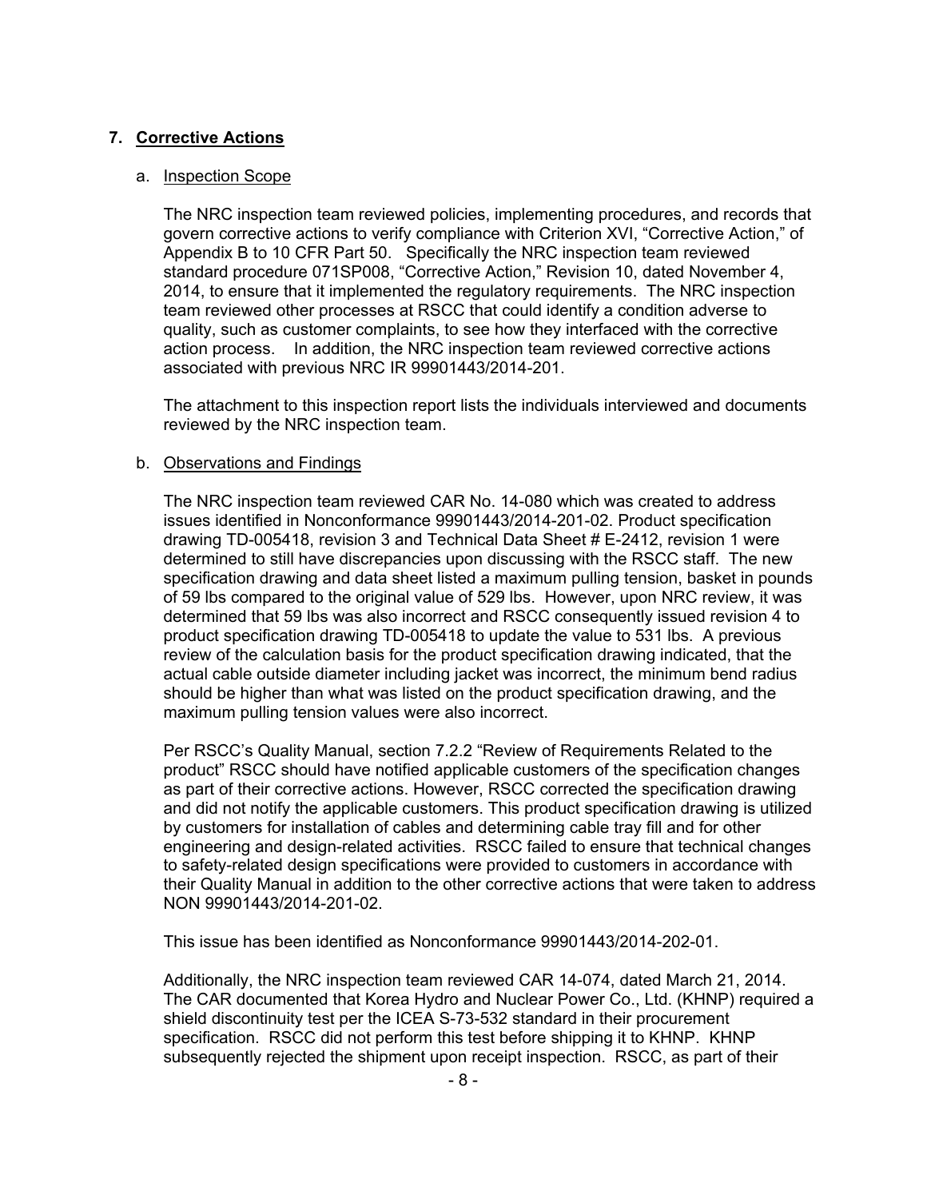## 7. Corrective Actions

a. Inspection Scope

The NRC inspection team reviewed policies, implementing procedures, and records that govern corrective actions to verify compliance with Criterion XVI, "Corrective Action," of Appendix B to 10 CFR Part 50. Specifically the NRC inspection team reviewed standard procedure 071SP008, "Corrective Action," Revision 10, dated November 4, 2014, to ensure that it implemented the regulatory requirements. The NRC inspection team reviewed other processes at RSCC that could identify a condition adverse to quality, such as customer complaints, to see how they interfaced with the corrective action process. In addition, the NRC inspection team reviewed corrective actions associated with previous NRC IR 99901443/2014-201.

The attachment to this inspection report lists the individuals interviewed and documents reviewed by the NRC inspection team.

b. Observations and Findings

The NRC inspection team reviewed CAR No. 14-080 which was created to address issues identified in Nonconformance 99901443/2014-201-02. Product specification drawing TD-005418, revision 3 and Technical Data Sheet # E-2412, revision 1 were determined to still have discrepancies upon discussing with the RSCC staff. The new specification drawing and data sheet listed a maximum pulling tension, basket in pounds of 59 lbs compared to the original value of 529 lbs. However, upon NRC review, it was determined that 59 lbs was also incorrect and RSCC consequently issued revision 4 to product specification drawing TD-005418 to update the value to 531 lbs. A previous review of the calculation basis for the product specification drawing indicated, that the actual cable outside diameter including jacket was incorrect, the minimum bend radius should be higher than what was listed on the product specification drawing, and the maximum pulling tension values were also incorrect.

Per RSCC's Quality Manual, section 7.2.2 "Review of Requirements Related to the product" RSCC should have notified applicable customers of the specification changes as part of their corrective actions. However, RSCC corrected the specification drawing and did not notify the applicable customers. This product specification drawing is utilized by customers for installation of cables and determining cable tray fill and for other engineering and design-related activities. RSCC failed to ensure that technical changes to safety-related design specifications were provided to customers in accordance with their Quality Manual in addition to the other corrective actions that were taken to address NON 99901443/2014-201-02.

This issue has been identified as Nonconformance 99901443/2014-202-01.

Additionally, the NRC inspection team reviewed CAR 14-074, dated March 21, 2014. The CAR documented that Korea Hydro and Nuclear Power Co., Ltd. (KHNP) required a shield discontinuity test per the ICEA S-73-532 standard in their procurement specification. RSCC did not perform this test before shipping it to KHNP. KHNP subsequently rejected the shipment upon receipt inspection. RSCC, as part of their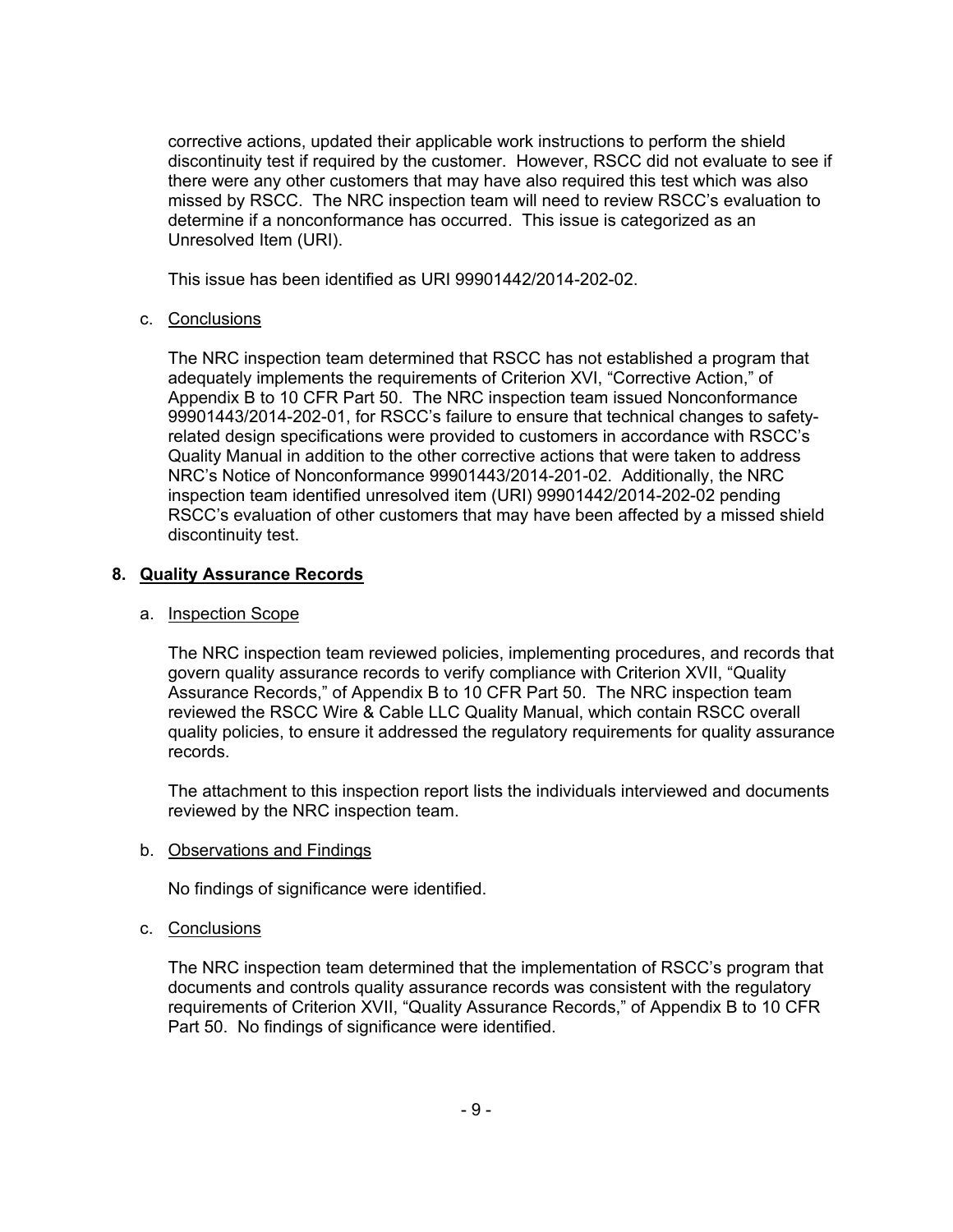corrective actions, updated their applicable work instructions to perform the shield discontinuity test if required by the customer. However, RSCC did not evaluate to see if there were any other customers that may have also required this test which was also missed by RSCC. The NRC inspection team will need to review RSCC's evaluation to determine if a nonconformance has occurred. This issue is categorized as an Unresolved Item (URI).

This issue has been identified as URI 99901442/2014-202-02.

c. Conclusions

The NRC inspection team determined that RSCC has not established a program that adequately implements the requirements of Criterion XVI, "Corrective Action," of Appendix B to 10 CFR Part 50. The NRC inspection team issued Nonconformance 99901443/2014-202-01, for RSCC's failure to ensure that technical changes to safety-related design specifications were provided to customers in accordance with RSCC's Quality Manual in addition to the other corrective actions that were taken to address NRC's Notice of Nonconformance 99901443/2014-201-02. Additionally, the NRC inspection team identified unresolved item (URI) 99901442/2014-202-02 pending RSCC's evaluation of other customers that may have been affected by a missed shield discontinuity test.

## 8. Quality Assurance Records

a. Inspection Scope

The NRC inspection team reviewed policies, implementing procedures, and records that govern quality assurance records to verify compliance with Criterion XVII, "Quality Assurance Records," of Appendix B to 10 CFR Part 50. The NRC inspection team reviewed the RSCC Wire & Cable LLC Quality Manual, which contain RSCC overall quality policies, to ensure it addressed the regulatory requirements for quality assurance records.

The attachment to this inspection report lists the individuals interviewed and documents reviewed by the NRC inspection team.

b. Observations and Findings

No findings of significance were identified.

c. Conclusions

The NRC inspection team determined that the implementation of RSCC's program that documents and controls quality assurance records was consistent with the regulatory requirements of Criterion XVII, "Quality Assurance Records," of Appendix B to 10 CFR Part 50. No findings of significance were identified.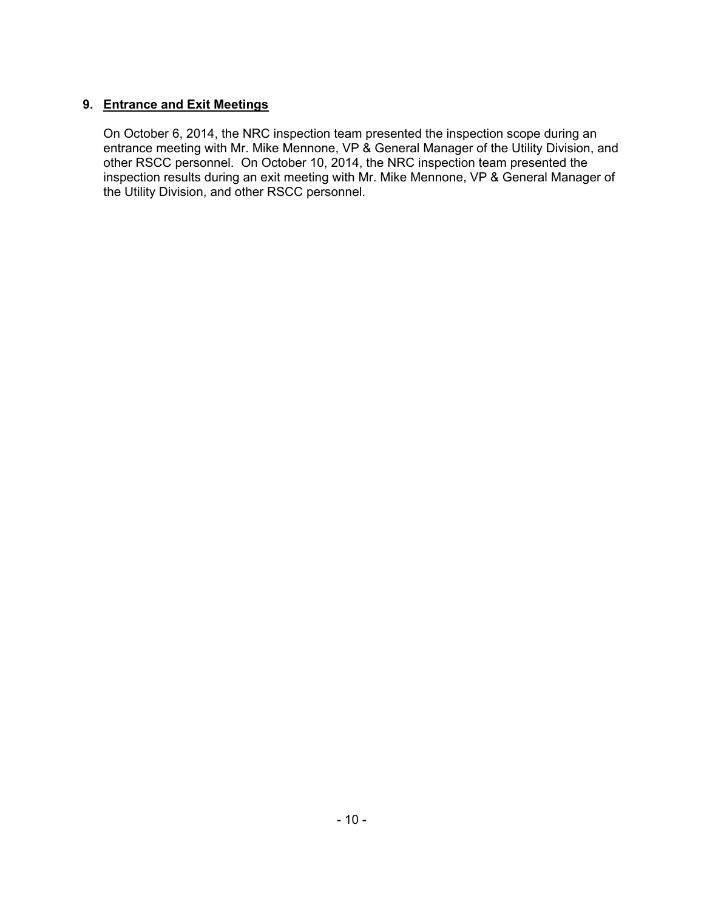## 9. Entrance and Exit Meetings

On October 6, 2014, the NRC inspection team presented the inspection scope during an entrance meeting with Mr. Mike Mennone, VP & General Manager of the Utility Division, and other RSCC personnel. On October 10, 2014, the NRC inspection team presented the inspection results during an exit meeting with Mr. Mike Mennone, VP & General Manager of the Utility Division, and other RSCC personnel.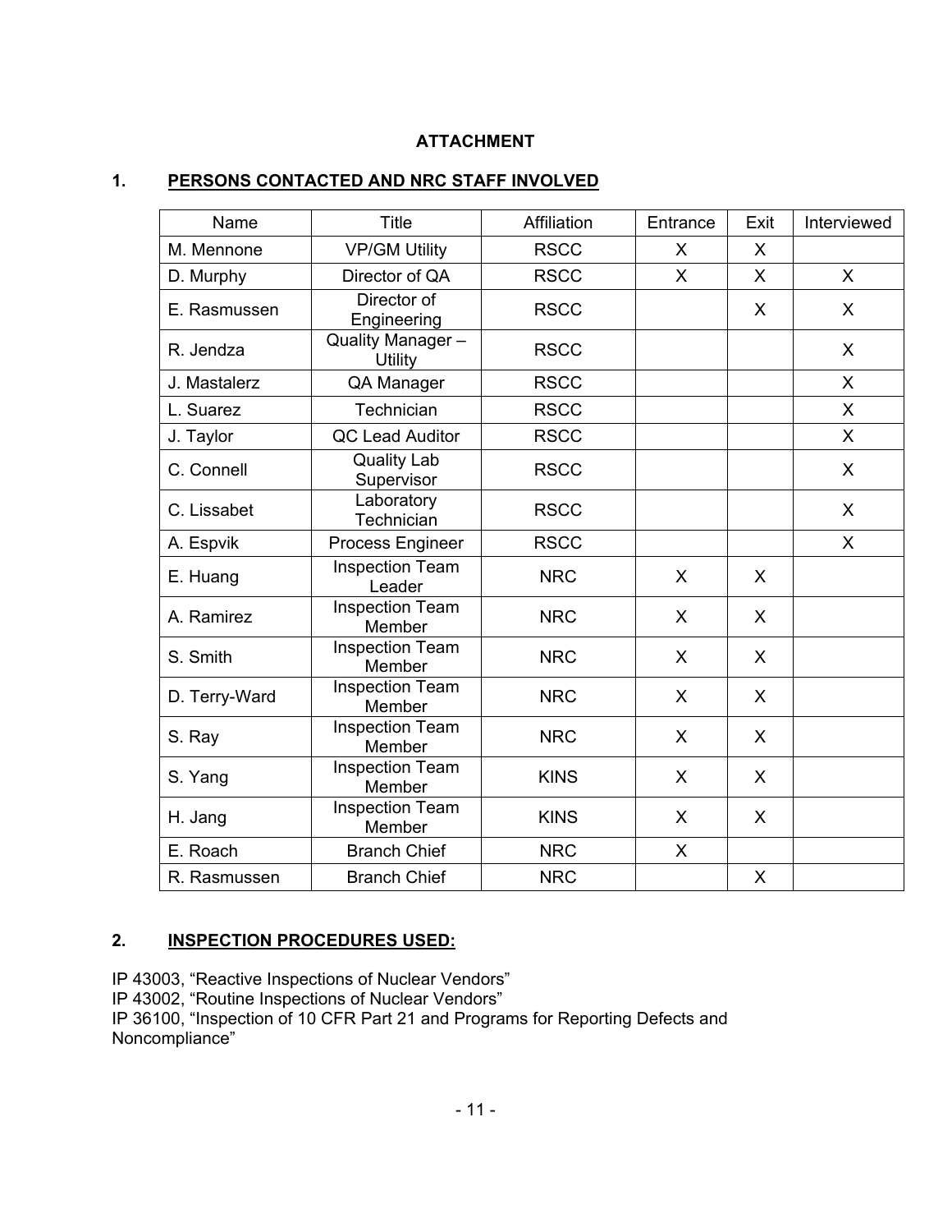## ATTACHMENT

### 1. PERSONS CONTACTED AND NRC STAFF INVOLVED

| Name | Title | Affiliation | Entrance | Exit | Interviewed |
|---|---|---|---|---|---|
| M. Mennone | VP/GM Utility | RSCC | X | X | |
| D. Murphy | Director of QA | RSCC | X | X | X |
| E. Rasmussen | Director of Engineering | RSCC | | X | X |
| R. Jendza | Quality Manager – Utility | RSCC | | | X |
| J. Mastalerz | QA Manager | RSCC | | | X |
| L. Suarez | Technician | RSCC | | | X |
| J. Taylor | QC Lead Auditor | RSCC | | | X |
| C. Connell | Quality Lab Supervisor | RSCC | | | X |
| C. Lissabet | Laboratory Technician | RSCC | | | X |
| A. Espvik | Process Engineer | RSCC | | | X |
| E. Huang | Inspection Team Leader | NRC | X | X | |
| A. Ramirez | Inspection Team Member | NRC | X | X | |
| S. Smith | Inspection Team Member | NRC | X | X | |
| D. Terry-Ward | Inspection Team Member | NRC | X | X | |
| S. Ray | Inspection Team Member | NRC | X | X | |
| S. Yang | Inspection Team Member | KINS | X | X | |
| H. Jang | Inspection Team Member | KINS | X | X | |
| E. Roach | Branch Chief | NRC | X | | |
| R. Rasmussen | Branch Chief | NRC | | X | |

### 2. INSPECTION PROCEDURES USED:

IP 43003, "Reactive Inspections of Nuclear Vendors"
IP 43002, "Routine Inspections of Nuclear Vendors"
IP 36100, "Inspection of 10 CFR Part 21 and Programs for Reporting Defects and Noncompliance"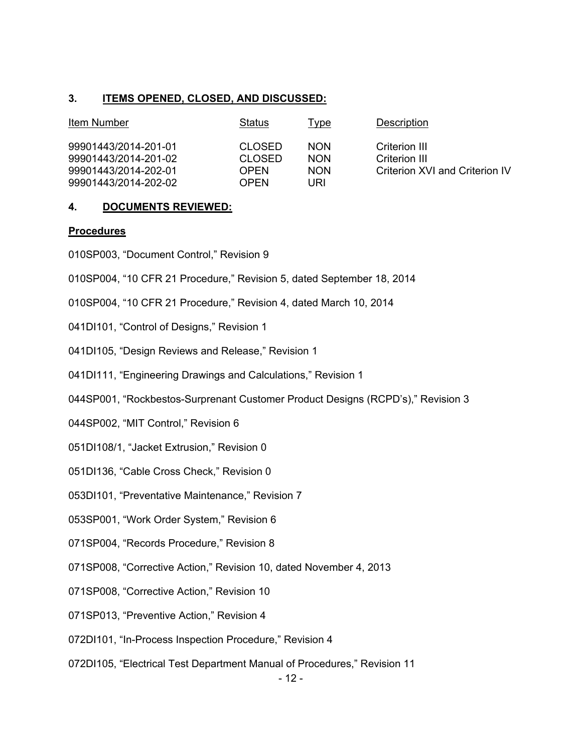## 3. ITEMS OPENED, CLOSED, AND DISCUSSED:

| Item Number | Status | Type | Description |
|---|---|---|---|
| 99901443/2014-201-01 | CLOSED | NON | Criterion III |
| 99901443/2014-201-02 | CLOSED | NON | Criterion III |
| 99901443/2014-202-01 | OPEN | NON | Criterion XVI and Criterion IV |
| 99901443/2014-202-02 | OPEN | URI | |

## 4. DOCUMENTS REVIEWED:

**Procedures**

010SP003, "Document Control," Revision 9

010SP004, "10 CFR 21 Procedure," Revision 5, dated September 18, 2014

010SP004, "10 CFR 21 Procedure," Revision 4, dated March 10, 2014

041DI101, "Control of Designs," Revision 1

041DI105, "Design Reviews and Release," Revision 1

041DI111, "Engineering Drawings and Calculations," Revision 1

044SP001, "Rockbestos-Surprenant Customer Product Designs (RCPD's)," Revision 3

044SP002, "MIT Control," Revision 6

051DI108/1, "Jacket Extrusion," Revision 0

051DI136, "Cable Cross Check," Revision 0

053DI101, "Preventative Maintenance," Revision 7

053SP001, "Work Order System," Revision 6

071SP004, "Records Procedure," Revision 8

071SP008, "Corrective Action," Revision 10, dated November 4, 2013

071SP008, "Corrective Action," Revision 10

071SP013, "Preventive Action," Revision 4

072DI101, "In-Process Inspection Procedure," Revision 4

072DI105, "Electrical Test Department Manual of Procedures," Revision 11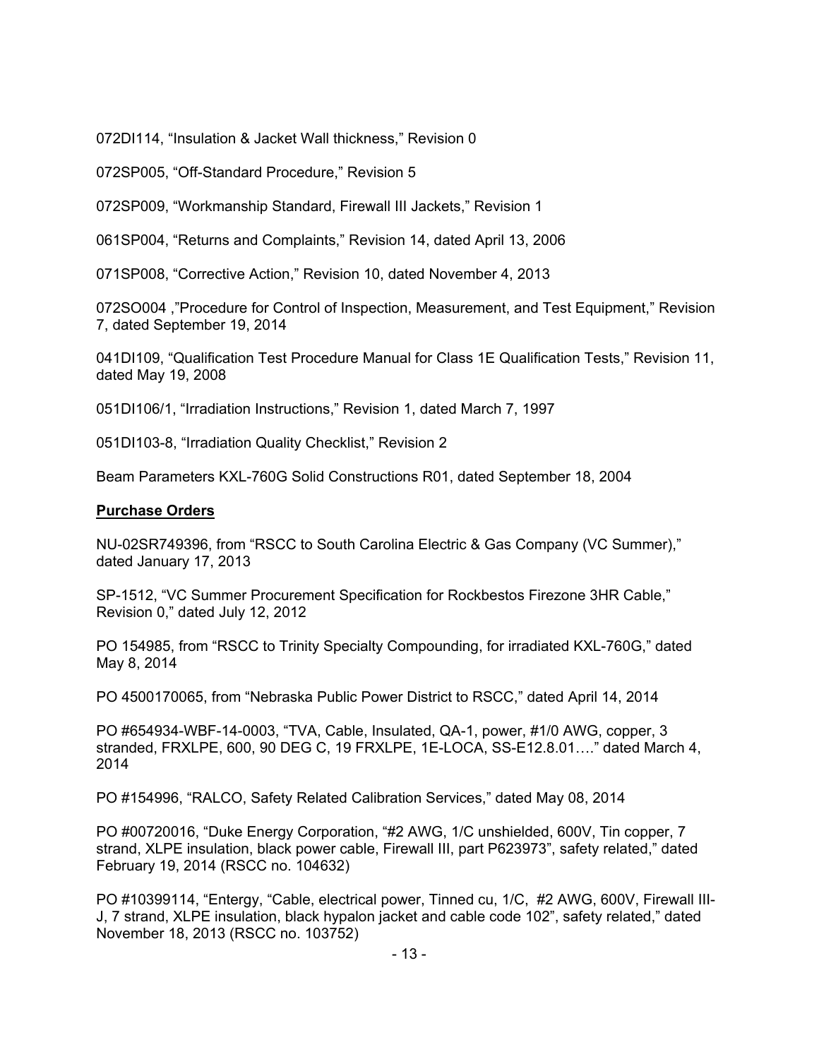072DI114, “Insulation & Jacket Wall thickness,” Revision 0

072SP005, “Off-Standard Procedure,” Revision 5

072SP009, “Workmanship Standard, Firewall III Jackets,” Revision 1

061SP004, “Returns and Complaints,” Revision 14, dated April 13, 2006

071SP008, “Corrective Action,” Revision 10, dated November 4, 2013

072SO004 ,”Procedure for Control of Inspection, Measurement, and Test Equipment,” Revision 7, dated September 19, 2014

041DI109, “Qualification Test Procedure Manual for Class 1E Qualification Tests,” Revision 11, dated May 19, 2008

051DI106/1, “Irradiation Instructions,” Revision 1, dated March 7, 1997

051DI103-8, “Irradiation Quality Checklist,” Revision 2

Beam Parameters KXL-760G Solid Constructions R01, dated September 18, 2004

**Purchase Orders**

NU-02SR749396, from “RSCC to South Carolina Electric & Gas Company (VC Summer),” dated January 17, 2013

SP-1512, “VC Summer Procurement Specification for Rockbestos Firezone 3HR Cable,” Revision 0,” dated July 12, 2012

PO 154985, from “RSCC to Trinity Specialty Compounding, for irradiated KXL-760G,” dated May 8, 2014

PO 4500170065, from “Nebraska Public Power District to RSCC,” dated April 14, 2014

PO #654934-WBF-14-0003, “TVA, Cable, Insulated, QA-1, power, #1/0 AWG, copper, 3 stranded, FRXLPE, 600, 90 DEG C, 19 FRXLPE, 1E-LOCA, SS-E12.8.01….” dated March 4, 2014

PO #154996, “RALCO, Safety Related Calibration Services,” dated May 08, 2014

PO #00720016, “Duke Energy Corporation, “#2 AWG, 1/C unshielded, 600V, Tin copper, 7 strand, XLPE insulation, black power cable, Firewall III, part P623973”, safety related,” dated February 19, 2014 (RSCC no. 104632)

PO #10399114, “Entergy, “Cable, electrical power, Tinned cu, 1/C, #2 AWG, 600V, Firewall III-J, 7 strand, XLPE insulation, black hypalon jacket and cable code 102”, safety related,” dated November 18, 2013 (RSCC no. 103752)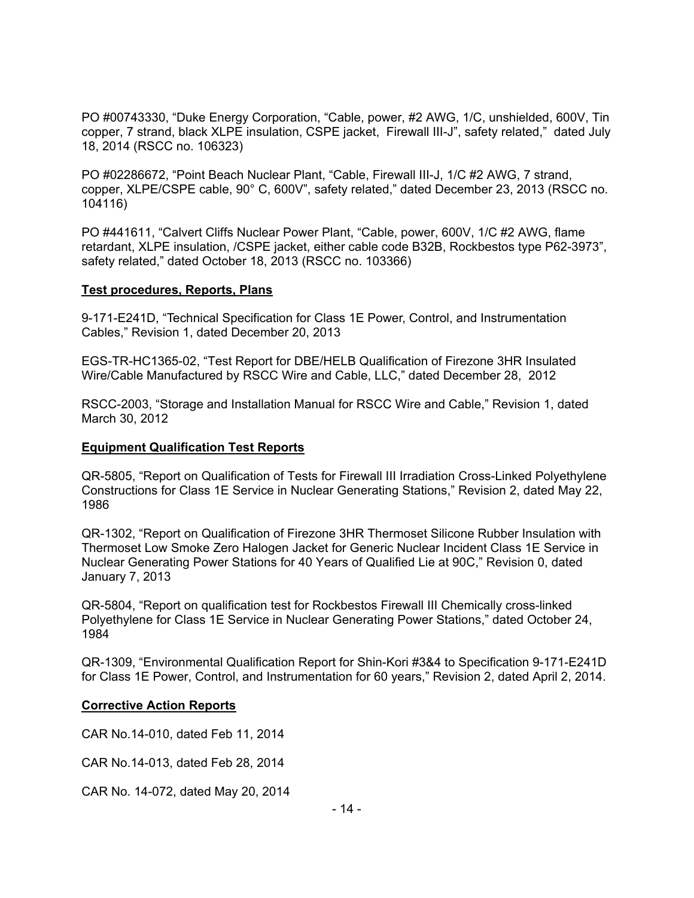PO #00743330, "Duke Energy Corporation, "Cable, power, #2 AWG, 1/C, unshielded, 600V, Tin copper, 7 strand, black XLPE insulation, CSPE jacket, Firewall III-J", safety related," dated July 18, 2014 (RSCC no. 106323)

PO #02286672, "Point Beach Nuclear Plant, "Cable, Firewall III-J, 1/C #2 AWG, 7 strand, copper, XLPE/CSPE cable, 90° C, 600V", safety related," dated December 23, 2013 (RSCC no. 104116)

PO #441611, "Calvert Cliffs Nuclear Power Plant, "Cable, power, 600V, 1/C #2 AWG, flame retardant, XLPE insulation, /CSPE jacket, either cable code B32B, Rockbestos type P62-3973", safety related," dated October 18, 2013 (RSCC no. 103366)

**Test procedures, Reports, Plans**

9-171-E241D, "Technical Specification for Class 1E Power, Control, and Instrumentation Cables," Revision 1, dated December 20, 2013

EGS-TR-HC1365-02, "Test Report for DBE/HELB Qualification of Firezone 3HR Insulated Wire/Cable Manufactured by RSCC Wire and Cable, LLC," dated December 28, 2012

RSCC-2003, "Storage and Installation Manual for RSCC Wire and Cable," Revision 1, dated March 30, 2012

**Equipment Qualification Test Reports**

QR-5805, "Report on Qualification of Tests for Firewall III Irradiation Cross-Linked Polyethylene Constructions for Class 1E Service in Nuclear Generating Stations," Revision 2, dated May 22, 1986

QR-1302, "Report on Qualification of Firezone 3HR Thermoset Silicone Rubber Insulation with Thermoset Low Smoke Zero Halogen Jacket for Generic Nuclear Incident Class 1E Service in Nuclear Generating Power Stations for 40 Years of Qualified Lie at 90C," Revision 0, dated January 7, 2013

QR-5804, "Report on qualification test for Rockbestos Firewall III Chemically cross-linked Polyethylene for Class 1E Service in Nuclear Generating Power Stations," dated October 24, 1984

QR-1309, "Environmental Qualification Report for Shin-Kori #3&4 to Specification 9-171-E241D for Class 1E Power, Control, and Instrumentation for 60 years," Revision 2, dated April 2, 2014.

**Corrective Action Reports**

CAR No.14-010, dated Feb 11, 2014

CAR No.14-013, dated Feb 28, 2014

CAR No. 14-072, dated May 20, 2014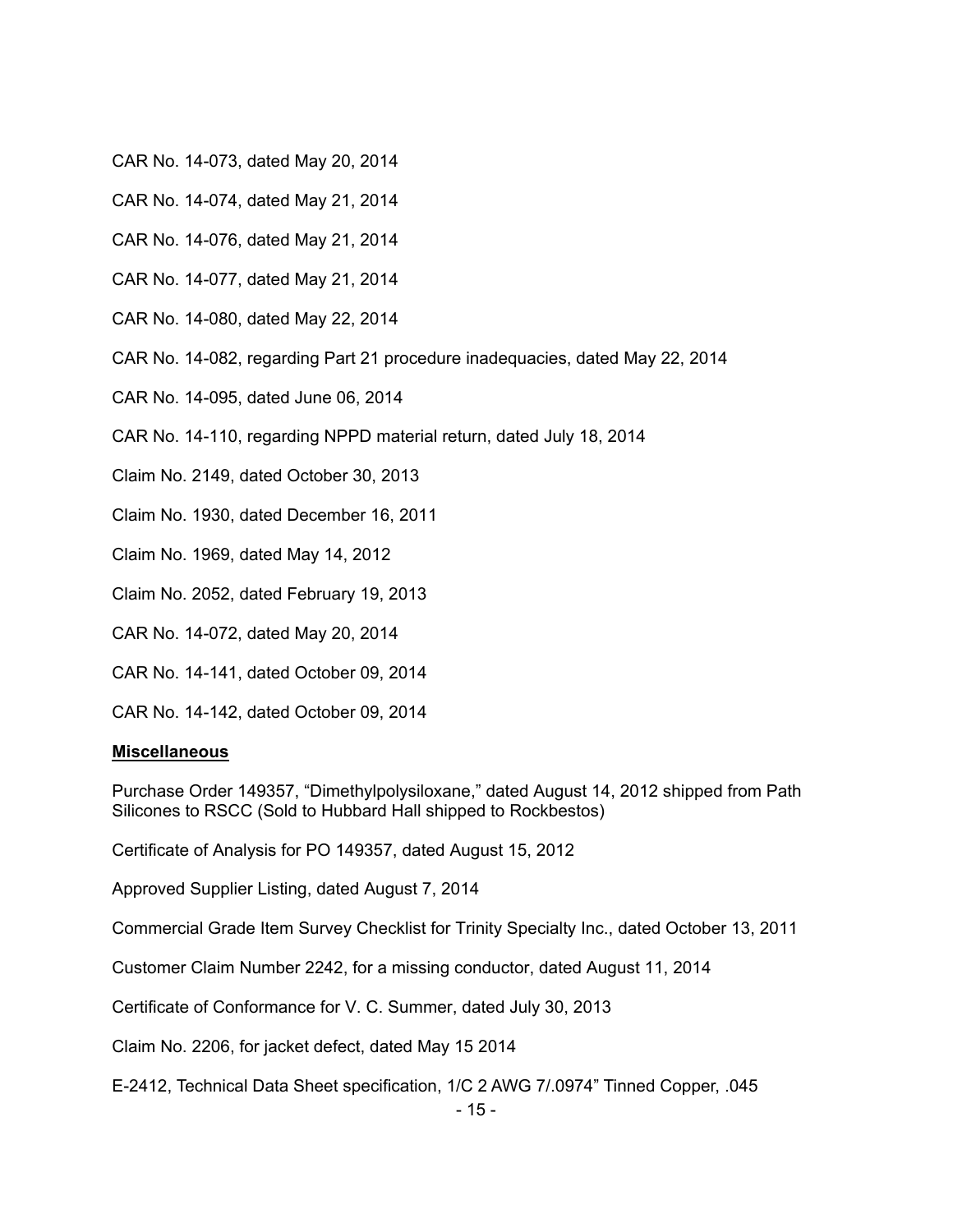CAR No. 14-073, dated May 20, 2014

CAR No. 14-074, dated May 21, 2014

CAR No. 14-076, dated May 21, 2014

CAR No. 14-077, dated May 21, 2014

CAR No. 14-080, dated May 22, 2014

CAR No. 14-082, regarding Part 21 procedure inadequacies, dated May 22, 2014

CAR No. 14-095, dated June 06, 2014

CAR No. 14-110, regarding NPPD material return, dated July 18, 2014

Claim No. 2149, dated October 30, 2013

Claim No. 1930, dated December 16, 2011

Claim No. 1969, dated May 14, 2012

Claim No. 2052, dated February 19, 2013

CAR No. 14-072, dated May 20, 2014

CAR No. 14-141, dated October 09, 2014

CAR No. 14-142, dated October 09, 2014

**Miscellaneous**

Purchase Order 149357, "Dimethylpolysiloxane," dated August 14, 2012 shipped from Path Silicones to RSCC (Sold to Hubbard Hall shipped to Rockbestos)

Certificate of Analysis for PO 149357, dated August 15, 2012

Approved Supplier Listing, dated August 7, 2014

Commercial Grade Item Survey Checklist for Trinity Specialty Inc., dated October 13, 2011

Customer Claim Number 2242, for a missing conductor, dated August 11, 2014

Certificate of Conformance for V. C. Summer, dated July 30, 2013

Claim No. 2206, for jacket defect, dated May 15 2014

E-2412, Technical Data Sheet specification, 1/C 2 AWG 7/.0974" Tinned Copper, .045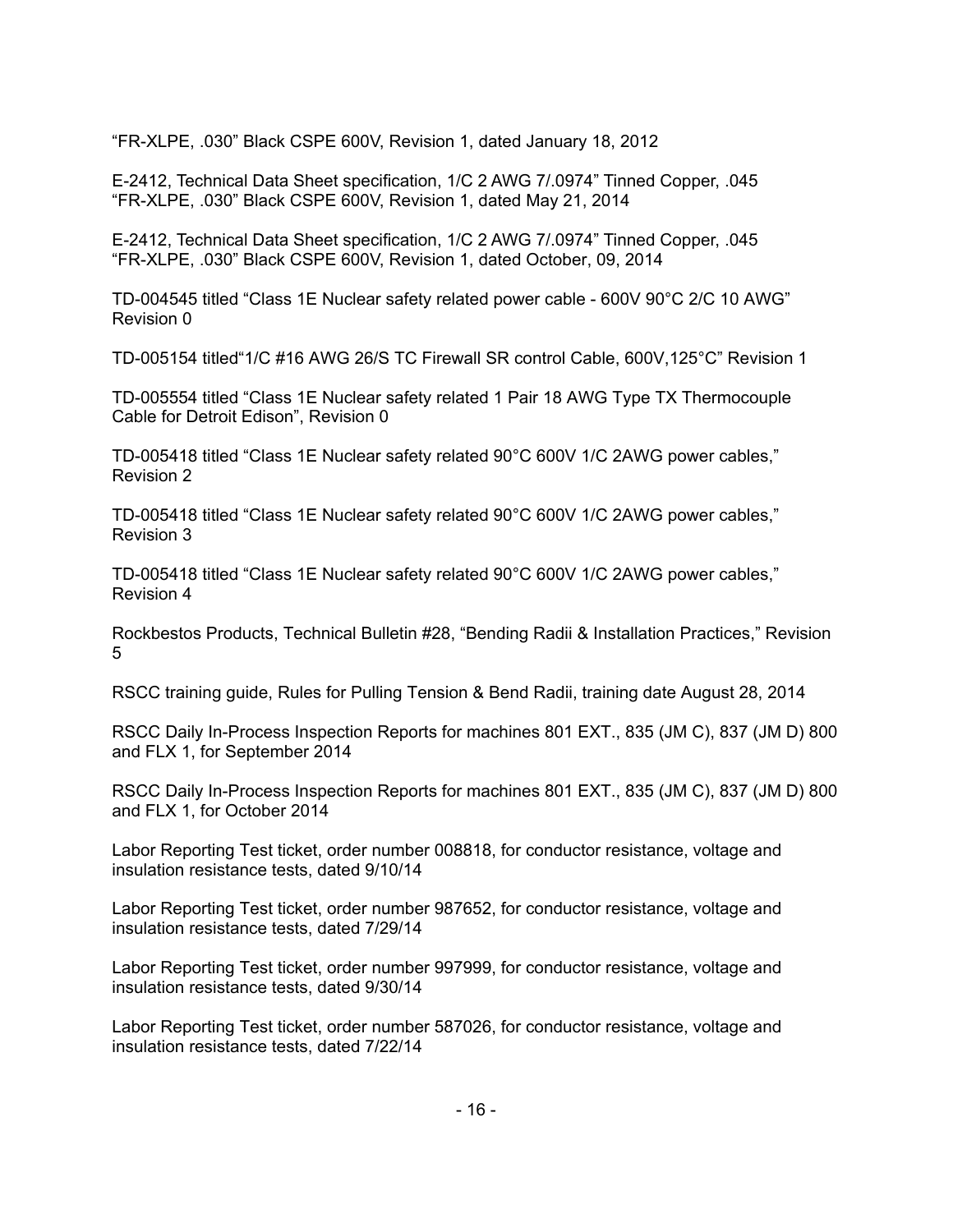“FR-XLPE, .030” Black CSPE 600V, Revision 1, dated January 18, 2012

E-2412, Technical Data Sheet specification, 1/C 2 AWG 7/.0974” Tinned Copper, .045 “FR-XLPE, .030” Black CSPE 600V, Revision 1, dated May 21, 2014

E-2412, Technical Data Sheet specification, 1/C 2 AWG 7/.0974” Tinned Copper, .045 “FR-XLPE, .030” Black CSPE 600V, Revision 1, dated October, 09, 2014

TD-004545 titled “Class 1E Nuclear safety related power cable - 600V 90°C 2/C 10 AWG” Revision 0

TD-005154 titled“1/C #16 AWG 26/S TC Firewall SR control Cable, 600V,125°C” Revision 1

TD-005554 titled “Class 1E Nuclear safety related 1 Pair 18 AWG Type TX Thermocouple Cable for Detroit Edison”, Revision 0

TD-005418 titled “Class 1E Nuclear safety related 90°C 600V 1/C 2AWG power cables,” Revision 2

TD-005418 titled “Class 1E Nuclear safety related 90°C 600V 1/C 2AWG power cables,” Revision 3

TD-005418 titled “Class 1E Nuclear safety related 90°C 600V 1/C 2AWG power cables,” Revision 4

Rockbestos Products, Technical Bulletin #28, “Bending Radii & Installation Practices,” Revision 5

RSCC training guide, Rules for Pulling Tension & Bend Radii, training date August 28, 2014

RSCC Daily In-Process Inspection Reports for machines 801 EXT., 835 (JM C), 837 (JM D) 800 and FLX 1, for September 2014

RSCC Daily In-Process Inspection Reports for machines 801 EXT., 835 (JM C), 837 (JM D) 800 and FLX 1, for October 2014

Labor Reporting Test ticket, order number 008818, for conductor resistance, voltage and insulation resistance tests, dated 9/10/14

Labor Reporting Test ticket, order number 987652, for conductor resistance, voltage and insulation resistance tests, dated 7/29/14

Labor Reporting Test ticket, order number 997999, for conductor resistance, voltage and insulation resistance tests, dated 9/30/14

Labor Reporting Test ticket, order number 587026, for conductor resistance, voltage and insulation resistance tests, dated 7/22/14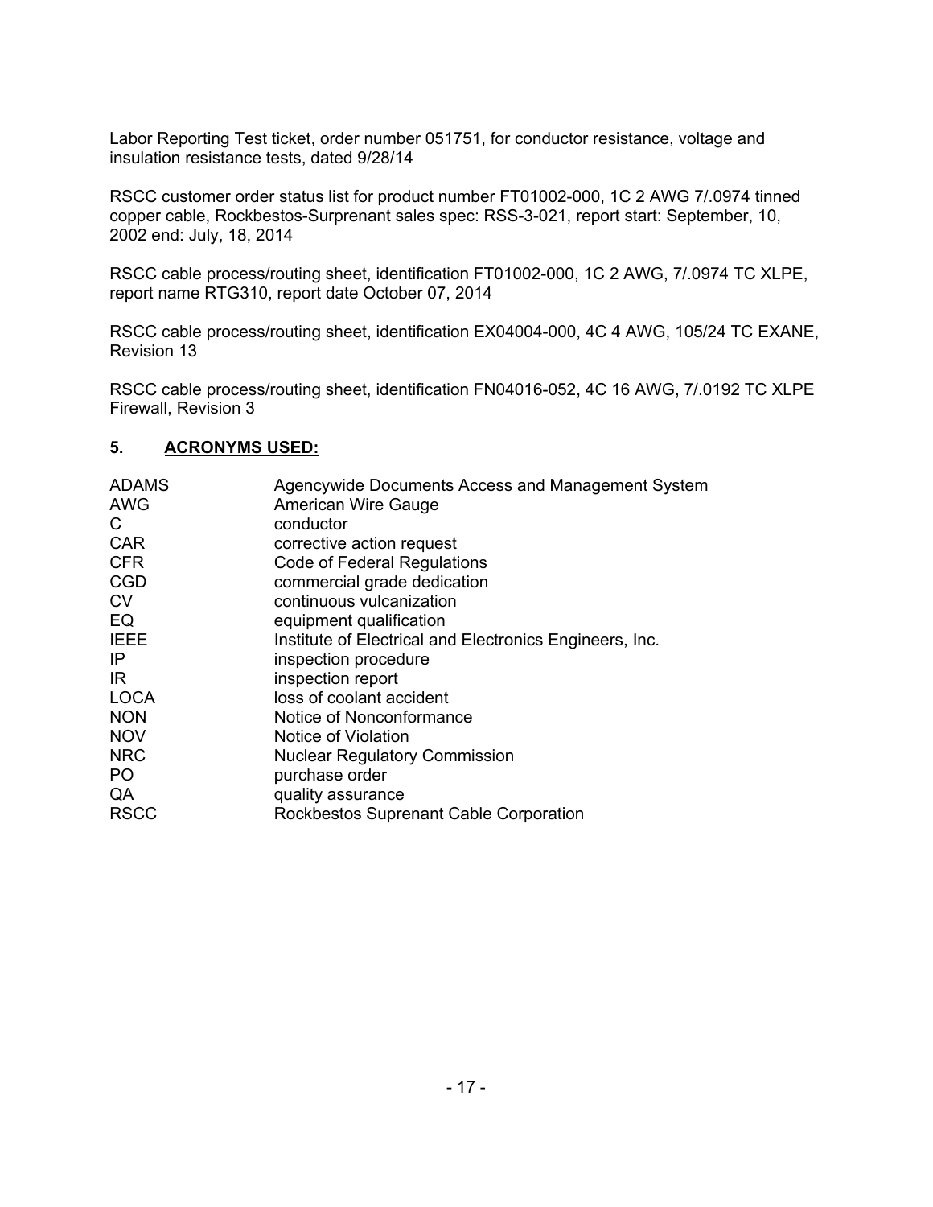Labor Reporting Test ticket, order number 051751, for conductor resistance, voltage and insulation resistance tests, dated 9/28/14

RSCC customer order status list for product number FT01002-000, 1C 2 AWG 7/.0974 tinned copper cable, Rockbestos-Surprenant sales spec: RSS-3-021, report start: September, 10, 2002 end: July, 18, 2014

RSCC cable process/routing sheet, identification FT01002-000, 1C 2 AWG, 7/.0974 TC XLPE, report name RTG310, report date October 07, 2014

RSCC cable process/routing sheet, identification EX04004-000, 4C 4 AWG, 105/24 TC EXANE, Revision 13

RSCC cable process/routing sheet, identification FN04016-052, 4C 16 AWG, 7/.0192 TC XLPE Firewall, Revision 3

## 5. ACRONYMS USED:

| | |
|---|---|
| ADAMS | Agencywide Documents Access and Management System |
| AWG | American Wire Gauge |
| C | conductor |
| CAR | corrective action request |
| CFR | Code of Federal Regulations |
| CGD | commercial grade dedication |
| CV | continuous vulcanization |
| EQ | equipment qualification |
| IEEE | Institute of Electrical and Electronics Engineers, Inc. |
| IP | inspection procedure |
| IR | inspection report |
| LOCA | loss of coolant accident |
| NON | Notice of Nonconformance |
| NOV | Notice of Violation |
| NRC | Nuclear Regulatory Commission |
| PO | purchase order |
| QA | quality assurance |
| RSCC | Rockbestos Suprenant Cable Corporation |